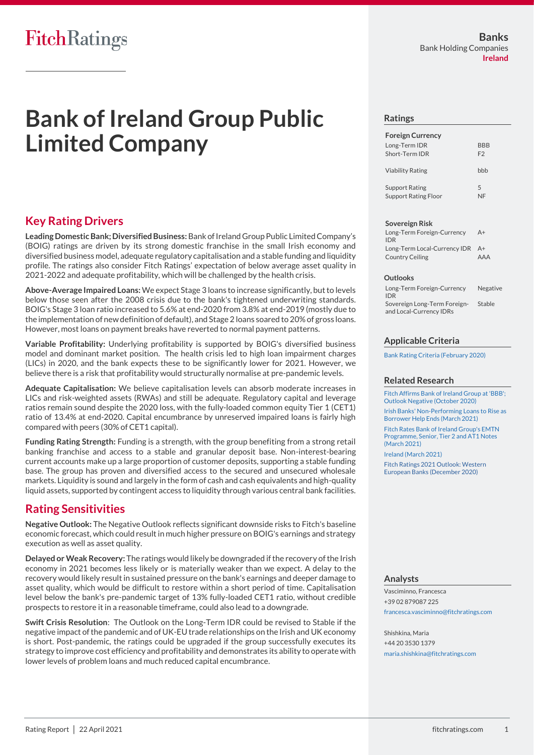# Bank of Ireland Group Public Limited Company

Banks
Bank Holding Companies
Ireland

## Ratings

| Foreign Currency | |
|---|---|
| Long-Term IDR | BBB |
| Short-Term IDR | F2 |
| Viability Rating | bbb |
| Support Rating | 5 |
| Support Rating Floor | NF |

| Sovereign Risk | |
|---|---|
| Long-Term Foreign-Currency IDR | A+ |
| Long-Term Local-Currency IDR | A+ |
| Country Ceiling | AAA |

| Outlooks | |
|---|---|
| Long-Term Foreign-Currency IDR | Negative |
| Sovereign Long-Term Foreign- and Local-Currency IDRs | Stable |

## Key Rating Drivers

**Leading Domestic Bank; Diversified Business:** Bank of Ireland Group Public Limited Company's (BOIG) ratings are driven by its strong domestic franchise in the small Irish economy and diversified business model, adequate regulatory capitalisation and a stable funding and liquidity profile. The ratings also consider Fitch Ratings' expectation of below average asset quality in 2021-2022 and adequate profitability, which will be challenged by the health crisis.

**Above-Average Impaired Loans:** We expect Stage 3 loans to increase significantly, but to levels below those seen after the 2008 crisis due to the bank's tightened underwriting standards. BOIG's Stage 3 loan ratio increased to 5.6% at end-2020 from 3.8% at end-2019 (mostly due to the implementation of new definition of default), and Stage 2 loans soared to 20% of gross loans. However, most loans on payment breaks have reverted to normal payment patterns.

**Variable Profitability:** Underlying profitability is supported by BOIG's diversified business model and dominant market position. The health crisis led to high loan impairment charges (LICs) in 2020, and the bank expects these to be significantly lower for 2021. However, we believe there is a risk that profitability would structurally normalise at pre-pandemic levels.

**Adequate Capitalisation:** We believe capitalisation levels can absorb moderate increases in LICs and risk-weighted assets (RWAs) and still be adequate. Regulatory capital and leverage ratios remain sound despite the 2020 loss, with the fully-loaded common equity Tier 1 (CET1) ratio of 13.4% at end-2020. Capital encumbrance by unreserved impaired loans is fairly high compared with peers (30% of CET1 capital).

**Funding Rating Strength:** Funding is a strength, with the group benefiting from a strong retail banking franchise and access to a stable and granular deposit base. Non-interest-bearing current accounts make up a large proportion of customer deposits, supporting a stable funding base. The group has proven and diversified access to the secured and unsecured wholesale markets. Liquidity is sound and largely in the form of cash and cash equivalents and high-quality liquid assets, supported by contingent access to liquidity through various central bank facilities.

## Rating Sensitivities

**Negative Outlook:** The Negative Outlook reflects significant downside risks to Fitch's baseline economic forecast, which could result in much higher pressure on BOIG's earnings and strategy execution as well as asset quality.

**Delayed or Weak Recovery:** The ratings would likely be downgraded if the recovery of the Irish economy in 2021 becomes less likely or is materially weaker than we expect. A delay to the recovery would likely result in sustained pressure on the bank's earnings and deeper damage to asset quality, which would be difficult to restore within a short period of time. Capitalisation level below the bank's pre-pandemic target of 13% fully-loaded CET1 ratio, without credible prospects to restore it in a reasonable timeframe, could also lead to a downgrade.

**Swift Crisis Resolution**: The Outlook on the Long-Term IDR could be revised to Stable if the negative impact of the pandemic and of UK-EU trade relationships on the Irish and UK economy is short. Post-pandemic, the ratings could be upgraded if the group successfully executes its strategy to improve cost efficiency and profitability and demonstrates its ability to operate with lower levels of problem loans and much reduced capital encumbrance.

## Applicable Criteria

Bank Rating Criteria (February 2020)

## Related Research

Fitch Affirms Bank of Ireland Group at 'BBB'; Outlook Negative (October 2020)

Irish Banks' Non-Performing Loans to Rise as Borrower Help Ends (March 2021)

Fitch Rates Bank of Ireland Group's EMTN Programme, Senior, Tier 2 and AT1 Notes (March 2021)

Ireland (March 2021)

Fitch Ratings 2021 Outlook: Western European Banks (December 2020)

## Analysts

Vasciminno, Francesca
+39 02 879087 225
francesca.vasciminno@fitchratings.com

Shishkina, Maria
+44 20 3530 1379
maria.shishkina@fitchratings.com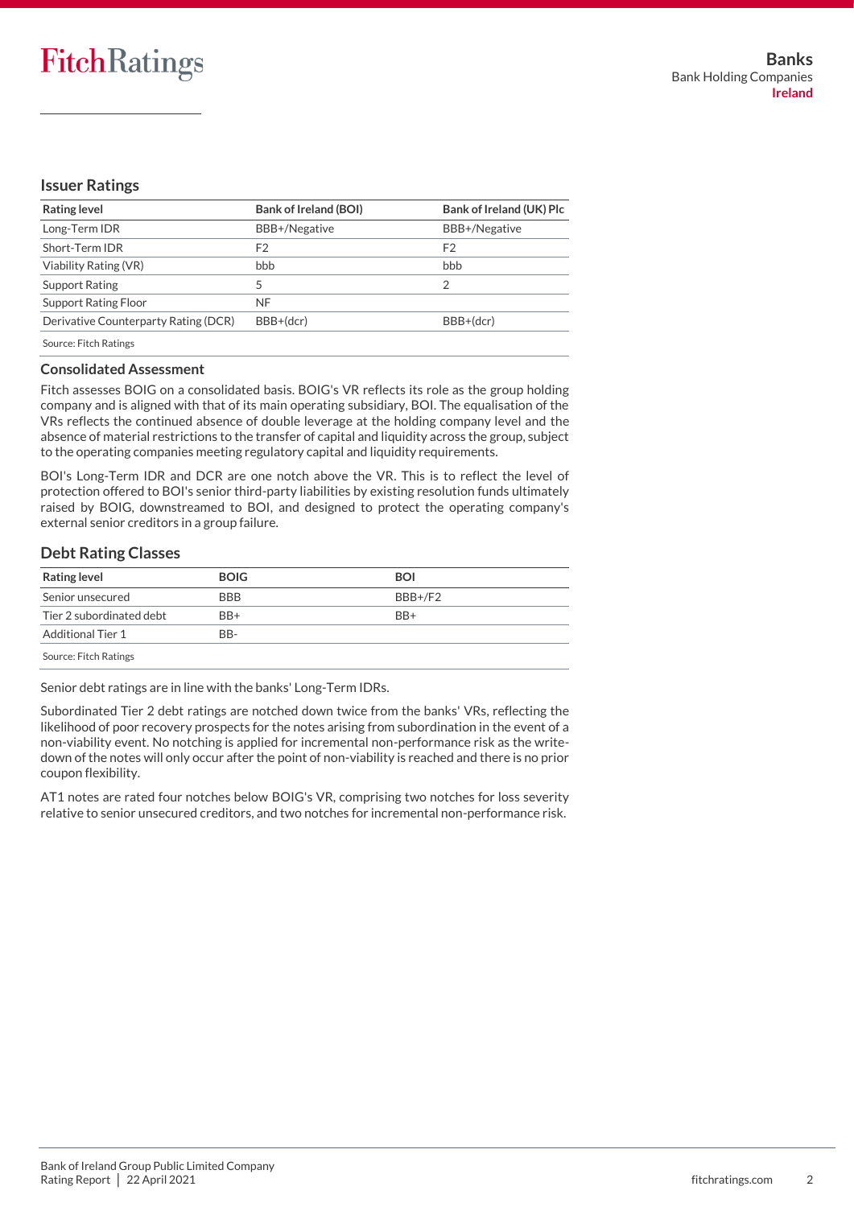## Issuer Ratings

| Rating level | Bank of Ireland (BOI) | Bank of Ireland (UK) Plc |
|---|---|---|
| Long-Term IDR | BBB+/Negative | BBB+/Negative |
| Short-Term IDR | F2 | F2 |
| Viability Rating (VR) | bbb | bbb |
| Support Rating | 5 | 2 |
| Support Rating Floor | NF | |
| Derivative Counterparty Rating (DCR) | BBB+(dcr) | BBB+(dcr) |

Source: Fitch Ratings

## Consolidated Assessment

Fitch assesses BOIG on a consolidated basis. BOIG's VR reflects its role as the group holding company and is aligned with that of its main operating subsidiary, BOI. The equalisation of the VRs reflects the continued absence of double leverage at the holding company level and the absence of material restrictions to the transfer of capital and liquidity across the group, subject to the operating companies meeting regulatory capital and liquidity requirements.

BOI's Long-Term IDR and DCR are one notch above the VR. This is to reflect the level of protection offered to BOI's senior third-party liabilities by existing resolution funds ultimately raised by BOIG, downstreamed to BOI, and designed to protect the operating company's external senior creditors in a group failure.

## Debt Rating Classes

| Rating level | BOIG | BOI |
|---|---|---|
| Senior unsecured | BBB | BBB+/F2 |
| Tier 2 subordinated debt | BB+ | BB+ |
| Additional Tier 1 | BB- | |

Source: Fitch Ratings

Senior debt ratings are in line with the banks' Long-Term IDRs.

Subordinated Tier 2 debt ratings are notched down twice from the banks' VRs, reflecting the likelihood of poor recovery prospects for the notes arising from subordination in the event of a non-viability event. No notching is applied for incremental non-performance risk as the write-down of the notes will only occur after the point of non-viability is reached and there is no prior coupon flexibility.

AT1 notes are rated four notches below BOIG's VR, comprising two notches for loss severity relative to senior unsecured creditors, and two notches for incremental non-performance risk.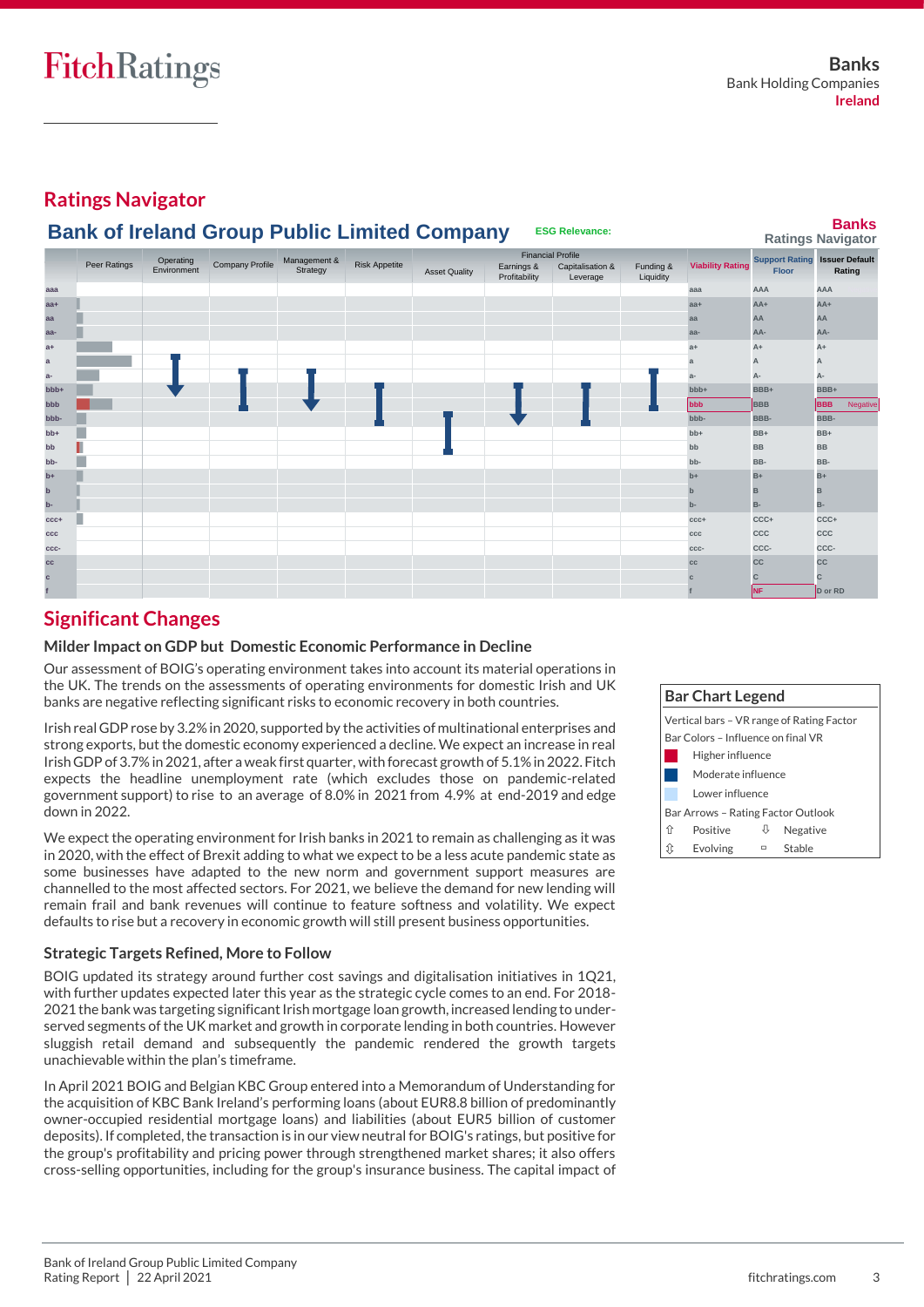## Ratings Navigator

### Bank of Ireland Group Public Limited Company

ESG Relevance:

Banks Ratings Navigator

| | Peer Ratings | Operating Environment | Company Profile | Management & Strategy | Risk Appetite | Asset Quality | Earnings & Profitability | Capitalisation & Leverage | Funding & Liquidity | Viability Rating | Support Rating Floor | Issuer Default Rating |
|---|---|---|---|---|---|---|---|---|---|---|---|---|
| aaa | | | | | | | | | | aaa | AAA | AAA |
| aa+ | | | | | | | | | | aa+ | AA+ | AA+ |
| aa | | | | | | | | | | aa | AA | AA |
| aa- | | | | | | | | | | aa- | AA- | AA- |
| a+ | | | | | | | | | | a+ | A+ | A+ |
| a | | | | | | | | | | a | A | A |
| a- | | | | | | | | | | a- | A- | A- |
| bbb+ | | | | | | | | | | bbb+ | BBB+ | BBB+ |
| bbb | | | | | | | | | | bbb | BBB | BBB Negative |
| bbb- | | | | | | | | | | bbb- | BBB- | BBB- |
| bb+ | | | | | | | | | | bb+ | BB+ | BB+ |
| bb | | | | | | | | | | bb | BB | BB |
| bb- | | | | | | | | | | bb- | BB- | BB- |
| b+ | | | | | | | | | | b+ | B+ | B+ |
| b | | | | | | | | | | b | B | B |
| b- | | | | | | | | | | b- | B- | B- |
| ccc+ | | | | | | | | | | ccc+ | CCC+ | CCC+ |
| ccc | | | | | | | | | | ccc | CCC | CCC |
| ccc- | | | | | | | | | | ccc- | CCC- | CCC- |
| cc | | | | | | | | | | cc | CC | CC |
| c | | | | | | | | | | c | C | C |
| f | | | | | | | | | | f | NF | D or RD |

Financial Profile: Asset Quality; Earnings & Profitability; Capitalisation & Leverage; Funding & Liquidity

**Bar Chart Legend**

Vertical bars – VR range of Rating Factor

Bar Colors – Influence on final VR

- Higher influence
- Moderate influence
- Lower influence

Bar Arrows – Rating Factor Outlook

- ⇧ Positive
- ⇩ Negative
- ⇳ Evolving
- ▭ Stable

## Significant Changes

### Milder Impact on GDP but Domestic Economic Performance in Decline

Our assessment of BOIG's operating environment takes into account its material operations in the UK. The trends on the assessments of operating environments for domestic Irish and UK banks are negative reflecting significant risks to economic recovery in both countries.

Irish real GDP rose by 3.2% in 2020, supported by the activities of multinational enterprises and strong exports, but the domestic economy experienced a decline. We expect an increase in real Irish GDP of 3.7% in 2021, after a weak first quarter, with forecast growth of 5.1% in 2022. Fitch expects the headline unemployment rate (which excludes those on pandemic-related government support) to rise to an average of 8.0% in 2021 from 4.9% at end-2019 and edge down in 2022.

We expect the operating environment for Irish banks in 2021 to remain as challenging as it was in 2020, with the effect of Brexit adding to what we expect to be a less acute pandemic state as some businesses have adapted to the new norm and government support measures are channelled to the most affected sectors. For 2021, we believe the demand for new lending will remain frail and bank revenues will continue to feature softness and volatility. We expect defaults to rise but a recovery in economic growth will still present business opportunities.

### Strategic Targets Refined, More to Follow

BOIG updated its strategy around further cost savings and digitalisation initiatives in 1Q21, with further updates expected later this year as the strategic cycle comes to an end. For 2018-2021 the bank was targeting significant Irish mortgage loan growth, increased lending to under-served segments of the UK market and growth in corporate lending in both countries. However sluggish retail demand and subsequently the pandemic rendered the growth targets unachievable within the plan's timeframe.

In April 2021 BOIG and Belgian KBC Group entered into a Memorandum of Understanding for the acquisition of KBC Bank Ireland's performing loans (about EUR8.8 billion of predominantly owner-occupied residential mortgage loans) and liabilities (about EUR5 billion of customer deposits). If completed, the transaction is in our view neutral for BOIG's ratings, but positive for the group's profitability and pricing power through strengthened market shares; it also offers cross-selling opportunities, including for the group's insurance business. The capital impact of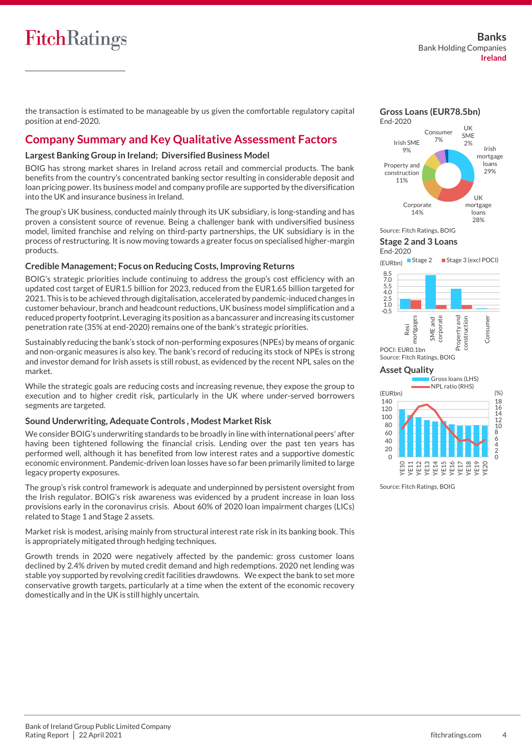the transaction is estimated to be manageable by us given the comfortable regulatory capital position at end-2020.

## Company Summary and Key Qualitative Assessment Factors

### Largest Banking Group in Ireland; Diversified Business Model

BOIG has strong market shares in Ireland across retail and commercial products. The bank benefits from the country's concentrated banking sector resulting in considerable deposit and loan pricing power. Its business model and company profile are supported by the diversification into the UK and insurance business in Ireland.

The group's UK business, conducted mainly through its UK subsidiary, is long-standing and has proven a consistent source of revenue. Being a challenger bank with undiversified business model, limited franchise and relying on third-party partnerships, the UK subsidiary is in the process of restructuring. It is now moving towards a greater focus on specialised higher-margin products.

### Credible Management; Focus on Reducing Costs, Improving Returns

BOIG's strategic priorities include continuing to address the group's cost efficiency with an updated cost target of EUR1.5 billion for 2023, reduced from the EUR1.65 billion targeted for 2021. This is to be achieved through digitalisation, accelerated by pandemic-induced changes in customer behaviour, branch and headcount reductions, UK business model simplification and a reduced property footprint. Leveraging its position as a bancassurer and increasing its customer penetration rate (35% at end-2020) remains one of the bank's strategic priorities.

Sustainably reducing the bank's stock of non-performing exposures (NPEs) by means of organic and non-organic measures is also key. The bank's record of reducing its stock of NPEs is strong and investor demand for Irish assets is still robust, as evidenced by the recent NPL sales on the market.

While the strategic goals are reducing costs and increasing revenue, they expose the group to execution and to higher credit risk, particularly in the UK where under-served borrowers segments are targeted.

### Sound Underwriting, Adequate Controls , Modest Market Risk

We consider BOIG's underwriting standards to be broadly in line with international peers' after having been tightened following the financial crisis. Lending over the past ten years has performed well, although it has benefited from low interest rates and a supportive domestic economic environment. Pandemic-driven loan losses have so far been primarily limited to large legacy property exposures.

The group's risk control framework is adequate and underpinned by persistent oversight from the Irish regulator. BOIG's risk awareness was evidenced by a prudent increase in loan loss provisions early in the coronavirus crisis. About 60% of 2020 loan impairment charges (LICs) related to Stage 1 and Stage 2 assets.

Market risk is modest, arising mainly from structural interest rate risk in its banking book. This is appropriately mitigated through hedging techniques.

Growth trends in 2020 were negatively affected by the pandemic: gross customer loans declined by 2.4% driven by muted credit demand and high redemptions. 2020 net lending was stable yoy supported by revolving credit facilities drawdowns. We expect the bank to set more conservative growth targets, particularly at a time when the extent of the economic recovery domestically and in the UK is still highly uncertain.

### Gross Loans (EUR78.5bn)

End-2020

| Segment | Share |
|---|---|
| Irish mortgage loans | 29% |
| UK mortgage loans | 28% |
| Corporate | 14% |
| Property and construction | 11% |
| Irish SME | 9% |
| Consumer | 7% |
| UK SME | 2% |

Source: Fitch Ratings, BOIG

### Stage 2 and 3 Loans

End-2020

(EURbn) Stage 2 / Stage 3 (excl POCI)

Categories: Resi mortgages; SME and corporate; Property and construction; Consumer

POCI: EUR0.1bn

Source: Fitch Ratings, BOIG

### Asset Quality

Gross loans (LHS) (EURbn); NPL ratio (RHS) (%)

YE10 – YE20

Source: Fitch Ratings, BOIG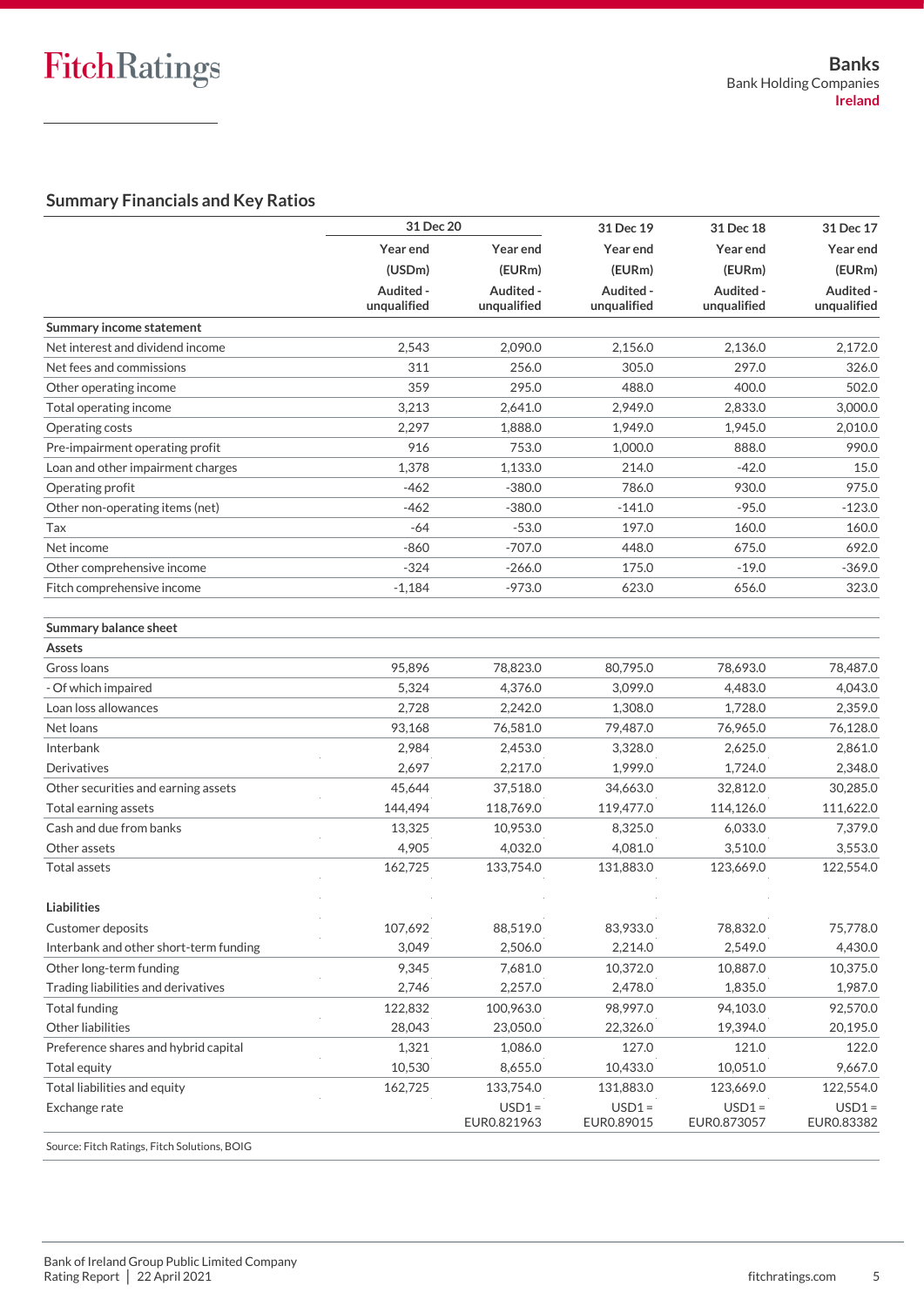## Summary Financials and Key Ratios

| | 31 Dec 20 | | 31 Dec 19 | 31 Dec 18 | 31 Dec 17 |
|---|---|---|---|---|---|
| | Year end | Year end | Year end | Year end | Year end |
| | (USDm) | (EURm) | (EURm) | (EURm) | (EURm) |
| | Audited - unqualified | Audited - unqualified | Audited - unqualified | Audited - unqualified | Audited - unqualified |
| **Summary income statement** | | | | | |
| Net interest and dividend income | 2,543 | 2,090.0 | 2,156.0 | 2,136.0 | 2,172.0 |
| Net fees and commissions | 311 | 256.0 | 305.0 | 297.0 | 326.0 |
| Other operating income | 359 | 295.0 | 488.0 | 400.0 | 502.0 |
| Total operating income | 3,213 | 2,641.0 | 2,949.0 | 2,833.0 | 3,000.0 |
| Operating costs | 2,297 | 1,888.0 | 1,949.0 | 1,945.0 | 2,010.0 |
| Pre-impairment operating profit | 916 | 753.0 | 1,000.0 | 888.0 | 990.0 |
| Loan and other impairment charges | 1,378 | 1,133.0 | 214.0 | -42.0 | 15.0 |
| Operating profit | -462 | -380.0 | 786.0 | 930.0 | 975.0 |
| Other non-operating items (net) | -462 | -380.0 | -141.0 | -95.0 | -123.0 |
| Tax | -64 | -53.0 | 197.0 | 160.0 | 160.0 |
| Net income | -860 | -707.0 | 448.0 | 675.0 | 692.0 |
| Other comprehensive income | -324 | -266.0 | 175.0 | -19.0 | -369.0 |
| Fitch comprehensive income | -1,184 | -973.0 | 623.0 | 656.0 | 323.0 |
| | | | | | |
| **Summary balance sheet** | | | | | |
| **Assets** | | | | | |
| Gross loans | 95,896 | 78,823.0 | 80,795.0 | 78,693.0 | 78,487.0 |
| - Of which impaired | 5,324 | 4,376.0 | 3,099.0 | 4,483.0 | 4,043.0 |
| Loan loss allowances | 2,728 | 2,242.0 | 1,308.0 | 1,728.0 | 2,359.0 |
| Net loans | 93,168 | 76,581.0 | 79,487.0 | 76,965.0 | 76,128.0 |
| Interbank | 2,984 | 2,453.0 | 3,328.0 | 2,625.0 | 2,861.0 |
| Derivatives | 2,697 | 2,217.0 | 1,999.0 | 1,724.0 | 2,348.0 |
| Other securities and earning assets | 45,644 | 37,518.0 | 34,663.0 | 32,812.0 | 30,285.0 |
| Total earning assets | 144,494 | 118,769.0 | 119,477.0 | 114,126.0 | 111,622.0 |
| Cash and due from banks | 13,325 | 10,953.0 | 8,325.0 | 6,033.0 | 7,379.0 |
| Other assets | 4,905 | 4,032.0 | 4,081.0 | 3,510.0 | 3,553.0 |
| Total assets | 162,725 | 133,754.0 | 131,883.0 | 123,669.0 | 122,554.0 |
| | | | | | |
| **Liabilities** | | | | | |
| Customer deposits | 107,692 | 88,519.0 | 83,933.0 | 78,832.0 | 75,778.0 |
| Interbank and other short-term funding | 3,049 | 2,506.0 | 2,214.0 | 2,549.0 | 4,430.0 |
| Other long-term funding | 9,345 | 7,681.0 | 10,372.0 | 10,887.0 | 10,375.0 |
| Trading liabilities and derivatives | 2,746 | 2,257.0 | 2,478.0 | 1,835.0 | 1,987.0 |
| Total funding | 122,832 | 100,963.0 | 98,997.0 | 94,103.0 | 92,570.0 |
| Other liabilities | 28,043 | 23,050.0 | 22,326.0 | 19,394.0 | 20,195.0 |
| Preference shares and hybrid capital | 1,321 | 1,086.0 | 127.0 | 121.0 | 122.0 |
| Total equity | 10,530 | 8,655.0 | 10,433.0 | 10,051.0 | 9,667.0 |
| Total liabilities and equity | 162,725 | 133,754.0 | 131,883.0 | 123,669.0 | 122,554.0 |
| Exchange rate | | USD1 = EUR0.821963 | USD1 = EUR0.89015 | USD1 = EUR0.873057 | USD1 = EUR0.83382 |

Source: Fitch Ratings, Fitch Solutions, BOIG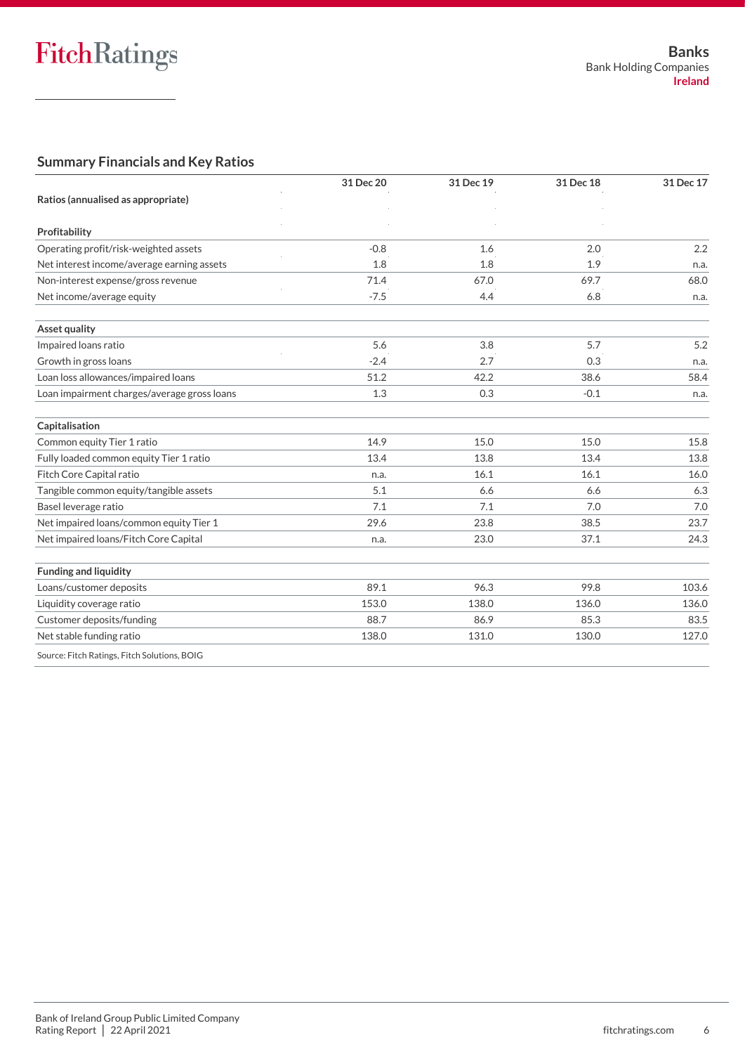## Summary Financials and Key Ratios

| Ratios (annualised as appropriate) | 31 Dec 20 | 31 Dec 19 | 31 Dec 18 | 31 Dec 17 |
|---|---|---|---|---|
| **Profitability** | | | | |
| Operating profit/risk-weighted assets | -0.8 | 1.6 | 2.0 | 2.2 |
| Net interest income/average earning assets | 1.8 | 1.8 | 1.9 | n.a. |
| Non-interest expense/gross revenue | 71.4 | 67.0 | 69.7 | 68.0 |
| Net income/average equity | -7.5 | 4.4 | 6.8 | n.a. |
| **Asset quality** | | | | |
| Impaired loans ratio | 5.6 | 3.8 | 5.7 | 5.2 |
| Growth in gross loans | -2.4 | 2.7 | 0.3 | n.a. |
| Loan loss allowances/impaired loans | 51.2 | 42.2 | 38.6 | 58.4 |
| Loan impairment charges/average gross loans | 1.3 | 0.3 | -0.1 | n.a. |
| **Capitalisation** | | | | |
| Common equity Tier 1 ratio | 14.9 | 15.0 | 15.0 | 15.8 |
| Fully loaded common equity Tier 1 ratio | 13.4 | 13.8 | 13.4 | 13.8 |
| Fitch Core Capital ratio | n.a. | 16.1 | 16.1 | 16.0 |
| Tangible common equity/tangible assets | 5.1 | 6.6 | 6.6 | 6.3 |
| Basel leverage ratio | 7.1 | 7.1 | 7.0 | 7.0 |
| Net impaired loans/common equity Tier 1 | 29.6 | 23.8 | 38.5 | 23.7 |
| Net impaired loans/Fitch Core Capital | n.a. | 23.0 | 37.1 | 24.3 |
| **Funding and liquidity** | | | | |
| Loans/customer deposits | 89.1 | 96.3 | 99.8 | 103.6 |
| Liquidity coverage ratio | 153.0 | 138.0 | 136.0 | 136.0 |
| Customer deposits/funding | 88.7 | 86.9 | 85.3 | 83.5 |
| Net stable funding ratio | 138.0 | 131.0 | 130.0 | 127.0 |

Source: Fitch Ratings, Fitch Solutions, BOIG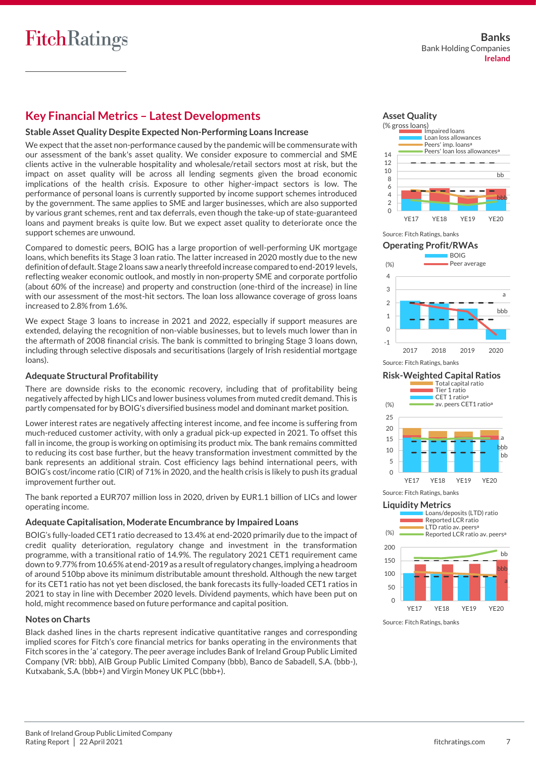## Key Financial Metrics – Latest Developments

### Stable Asset Quality Despite Expected Non-Performing Loans Increase

We expect that the asset non-performance caused by the pandemic will be commensurate with our assessment of the bank's asset quality. We consider exposure to commercial and SME clients active in the vulnerable hospitality and wholesale/retail sectors most at risk, but the impact on asset quality will be across all lending segments given the broad economic implications of the health crisis. Exposure to other higher-impact sectors is low. The performance of personal loans is currently supported by income support schemes introduced by the government. The same applies to SME and larger businesses, which are also supported by various grant schemes, rent and tax deferrals, even though the take-up of state-guaranteed loans and payment breaks is quite low. But we expect asset quality to deteriorate once the support schemes are unwound.

Compared to domestic peers, BOIG has a large proportion of well-performing UK mortgage loans, which benefits its Stage 3 loan ratio. The latter increased in 2020 mostly due to the new definition of default. Stage 2 loans saw a nearly threefold increase compared to end-2019 levels, reflecting weaker economic outlook, and mostly in non-property SME and corporate portfolio (about 60% of the increase) and property and construction (one-third of the increase) in line with our assessment of the most-hit sectors. The loan loss allowance coverage of gross loans increased to 2.8% from 1.6%.

We expect Stage 3 loans to increase in 2021 and 2022, especially if support measures are extended, delaying the recognition of non-viable businesses, but to levels much lower than in the aftermath of 2008 financial crisis. The bank is committed to bringing Stage 3 loans down, including through selective disposals and securitisations (largely of Irish residential mortgage loans).

### Adequate Structural Profitability

There are downside risks to the economic recovery, including that of profitability being negatively affected by high LICs and lower business volumes from muted credit demand. This is partly compensated for by BOIG's diversified business model and dominant market position.

Lower interest rates are negatively affecting interest income, and fee income is suffering from much-reduced customer activity, with only a gradual pick-up expected in 2021. To offset this fall in income, the group is working on optimising its product mix. The bank remains committed to reducing its cost base further, but the heavy transformation investment committed by the bank represents an additional strain. Cost efficiency lags behind international peers, with BOIG's cost/income ratio (CIR) of 71% in 2020, and the health crisis is likely to push its gradual improvement further out.

The bank reported a EUR707 million loss in 2020, driven by EUR1.1 billion of LICs and lower operating income.

### Adequate Capitalisation, Moderate Encumbrance by Impaired Loans

BOIG's fully-loaded CET1 ratio decreased to 13.4% at end-2020 primarily due to the impact of credit quality deterioration, regulatory change and investment in the transformation programme, with a transitional ratio of 14.9%. The regulatory 2021 CET1 requirement came down to 9.77% from 10.65% at end-2019 as a result of regulatory changes, implying a headroom of around 510bp above its minimum distributable amount threshold. Although the new target for its CET1 ratio has not yet been disclosed, the bank forecasts its fully-loaded CET1 ratios in 2021 to stay in line with December 2020 levels. Dividend payments, which have been put on hold, might recommence based on future performance and capital position.

### Notes on Charts

Black dashed lines in the charts represent indicative quantitative ranges and corresponding implied scores for Fitch's core financial metrics for banks operating in the environments that Fitch scores in the 'a' category. The peer average includes Bank of Ireland Group Public Limited Company (VR: bbb), AIB Group Public Limited Company (bbb), Banco de Sabadell, S.A. (bbb-), Kutxabank, S.A. (bbb+) and Virgin Money UK PLC (bbb+).

**Asset Quality**

(% gross loans)

Impaired loans; Loan loss allowances; Peers' imp. loans[a]; Peers' loan loss allowances[a]

Source: Fitch Ratings, banks

**Operating Profit/RWAs**

BOIG; Peer average

Source: Fitch Ratings, banks

**Risk-Weighted Capital Ratios**

Total capital ratio; Tier 1 ratio; CET 1 ratio[a]; av. peers CET1 ratio[a]

Source: Fitch Ratings, banks

**Liquidity Metrics**

Loans/deposits (LTD) ratio; Reported LCR ratio; LTD ratio av. peers[a]; Reported LCR ratio av. peers[a]

Source: Fitch Ratings, banks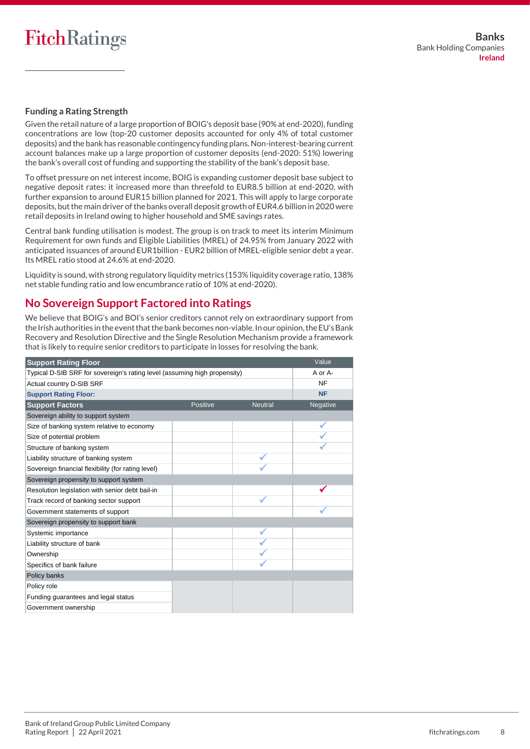### Funding a Rating Strength

Given the retail nature of a large proportion of BOIG's deposit base (90% at end-2020), funding concentrations are low (top-20 customer deposits accounted for only 4% of total customer deposits) and the bank has reasonable contingency funding plans. Non-interest-bearing current account balances make up a large proportion of customer deposits (end-2020: 51%) lowering the bank's overall cost of funding and supporting the stability of the bank's deposit base.

To offset pressure on net interest income, BOIG is expanding customer deposit base subject to negative deposit rates: it increased more than threefold to EUR8.5 billion at end-2020, with further expansion to around EUR15 billion planned for 2021. This will apply to large corporate deposits, but the main driver of the banks overall deposit growth of EUR4.6 billion in 2020 were retail deposits in Ireland owing to higher household and SME savings rates.

Central bank funding utilisation is modest. The group is on track to meet its interim Minimum Requirement for own funds and Eligible Liabilities (MREL) of 24.95% from January 2022 with anticipated issuances of around EUR1billion - EUR2 billion of MREL-eligible senior debt a year. Its MREL ratio stood at 24.6% at end-2020.

Liquidity is sound, with strong regulatory liquidity metrics (153% liquidity coverage ratio, 138% net stable funding ratio and low encumbrance ratio of 10% at end-2020).

## No Sovereign Support Factored into Ratings

We believe that BOIG's and BOI's senior creditors cannot rely on extraordinary support from the Irish authorities in the event that the bank becomes non-viable. In our opinion, the EU's Bank Recovery and Resolution Directive and the Single Resolution Mechanism provide a framework that is likely to require senior creditors to participate in losses for resolving the bank.

| **Support Rating Floor** | | | Value |
|---|---|---|---|
| Typical D-SIB SRF for sovereign's rating level (assuming high propensity) | | | A or A- |
| Actual country D-SIB SRF | | | NF |
| **Support Rating Floor:** | | | **NF** |
| **Support Factors** | Positive | Neutral | Negative |
| Sovereign ability to support system | | | |
| Size of banking system relative to economy | | | ✓ |
| Size of potential problem | | | ✓ |
| Structure of banking system | | | ✓ |
| Liability structure of banking system | | ✓ | |
| Sovereign financial flexibility (for rating level) | | ✓ | |
| Sovereign propensity to support system | | | |
| Resolution legislation with senior debt bail-in | | | ✓ |
| Track record of banking sector support | | ✓ | |
| Government statements of support | | | ✓ |
| Sovereign propensity to support bank | | | |
| Systemic importance | | ✓ | |
| Liability structure of bank | | ✓ | |
| Ownership | | ✓ | |
| Specifics of bank failure | | ✓ | |
| Policy banks | | | |
| Policy role | | | |
| Funding guarantees and legal status | | | |
| Government ownership | | | |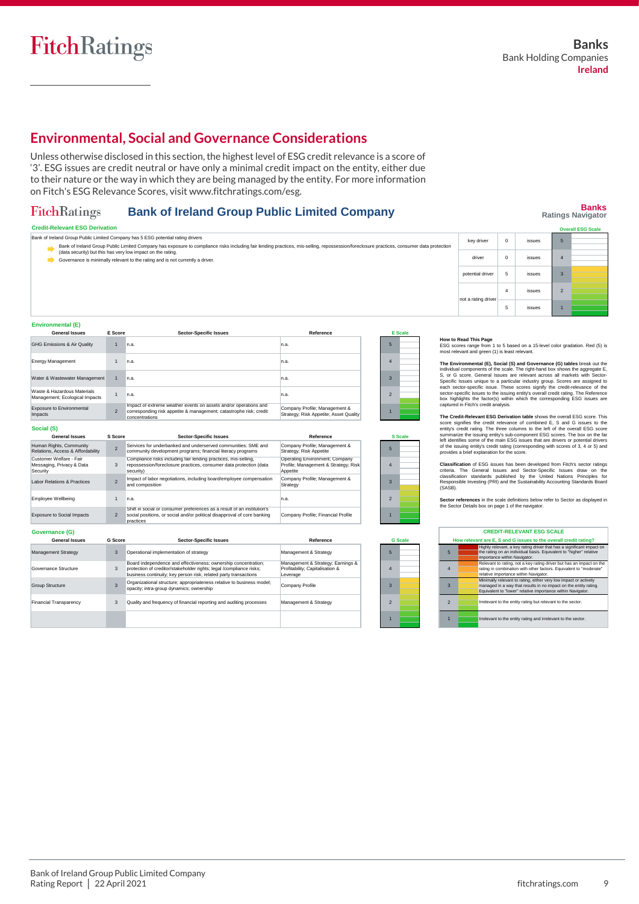## Environmental, Social and Governance Considerations

Unless otherwise disclosed in this section, the highest level of ESG credit relevance is a score of '3'. ESG issues are credit neutral or have only a minimal credit impact on the entity, either due to their nature or the way in which they are being managed by the entity. For more information on Fitch's ESG Relevance Scores, visit www.fitchratings.com/esg.

### FitchRatings — Bank of Ireland Group Public Limited Company

**Banks Ratings Navigator**

**Credit-Relevant ESG Derivation**

Bank of Ireland Group Public Limited Company has 5 ESG potential rating drivers

- Bank of Ireland Group Public Limited Company has exposure to compliance risks including fair lending practices, mis-selling, repossession/foreclosure practices, consumer data protection (data security) but this has very low impact on the rating.
- Governance is minimally relevant to the rating and is not currently a driver.

| | | | Overall ESG Scale |
|---|---|---|---|
| key driver | 0 | issues | 5 |
| driver | 0 | issues | 4 |
| potential driver | 5 | issues | 3 |
| not a rating driver | 4 | issues | 2 |
| | 5 | issues | 1 |

**Environmental (E)**

| General Issues | E Score | Sector-Specific Issues | Reference |
|---|---|---|---|
| GHG Emissions & Air Quality | 1 | n.a. | n.a. |
| Energy Management | 1 | n.a. | n.a. |
| Water & Wastewater Management | 1 | n.a. | n.a. |
| Waste & Hazardous Materials Management; Ecological Impacts | 1 | n.a. | n.a. |
| Exposure to Environmental Impacts | 2 | Impact of extreme weather events on assets and/or operations and corresponding risk appetite & management; catastrophe risk; credit concentrations | Company Profile; Management & Strategy; Risk Appetite; Asset Quality |

**Social (S)**

| General Issues | S Score | Sector-Specific Issues | Reference |
|---|---|---|---|
| Human Rights, Community Relations, Access & Affordability | 2 | Services for underbanked and underserved communities: SME and community development programs; financial literacy programs | Company Profile; Management & Strategy; Risk Appetite |
| Customer Welfare - Fair Messaging, Privacy & Data Security | 3 | Compliance risks including fair lending practices, mis-selling, repossession/foreclosure practices, consumer data protection (data security) | Operating Environment; Company Profile; Management & Strategy; Risk Appetite |
| Labor Relations & Practices | 2 | Impact of labor negotiations, including board/employee compensation and composition | Company Profile; Management & Strategy |
| Employee Wellbeing | 1 | n.a. | n.a. |
| Exposure to Social Impacts | 2 | Shift in social or consumer preferences as a result of an institution's social positions, or social and/or political disapproval of core banking practices | Company Profile; Financial Profile |

**Governance (G)**

| General Issues | G Score | Sector-Specific Issues | Reference |
|---|---|---|---|
| Management Strategy | 3 | Operational implementation of strategy | Management & Strategy |
| Governance Structure | 3 | Board independence and effectiveness; ownership concentration; protection of creditor/stakeholder rights; legal /compliance risks; business continuity; key person risk; related party transactions | Management & Strategy; Earnings & Profitability; Capitalisation & Leverage |
| Group Structure | 3 | Organizational structure; appropriateness relative to business model; opacity; intra-group dynamics; ownership | Company Profile |
| Financial Transparency | 3 | Quality and frequency of financial reporting and auditing processes | Management & Strategy |

**How to Read This Page**
ESG scores range from 1 to 5 based on a 15-level color gradation. Red (5) is most relevant and green (1) is least relevant.

**The Environmental (E), Social (S) and Governance (G) tables** break out the individual components of the scale. The right-hand box shows the aggregate E, S, or G score. General Issues are relevant across all markets with Sector-Specific Issues unique to a particular industry group. Scores are assigned to each sector-specific issue. These scores signify the credit-relevance of the sector-specific issues to the issuing entity's overall credit rating. The Reference box highlights the factor(s) within which the corresponding ESG issues are captured in Fitch's credit analysis.

**The Credit-Relevant ESG Derivation table** shows the overall ESG score. This score signifies the credit relevance of combined E, S and G issues to the entity's credit rating. The three columns to the left of the overall ESG score summarize the issuing entity's sub-component ESG scores. The box on the far left identifies some of the main ESG issues that are drivers or potential drivers of the issuing entity's credit rating (corresponding with scores of 3, 4 or 5) and provides a brief explanation for the score.

**Classification** of ESG issues has been developed from Fitch's sector ratings criteria. The General Issues and Sector-Specific Issues draw on the classification standards published by the United Nations Principles for Responsible Investing (PRI) and the Sustainability Accounting Standards Board (SASB).

**Sector references** in the scale definitions below refer to Sector as displayed in the Sector Details box on page 1 of the navigator.

**CREDIT-RELEVANT ESG SCALE**

**How relevant are E, S and G issues to the overall credit rating?**

| Score | Description |
|---|---|
| 5 | Highly relevant, a key rating driver that has a significant impact on the rating on an individual basis. Equivalent to "higher" relative importance within Navigator. |
| 4 | Relevant to rating, not a key rating driver but has an impact on the rating in combination with other factors. Equivalent to "moderate" relative importance within Navigator. |
| 3 | Minimally relevant to rating, either very low impact or actively managed in a way that results in no impact on the entity rating. Equivalent to "lower" relative importance within Navigator. |
| 2 | Irrelevant to the entity rating but relevant to the sector. |
| 1 | Irrelevant to the entity rating and irrelevant to the sector. |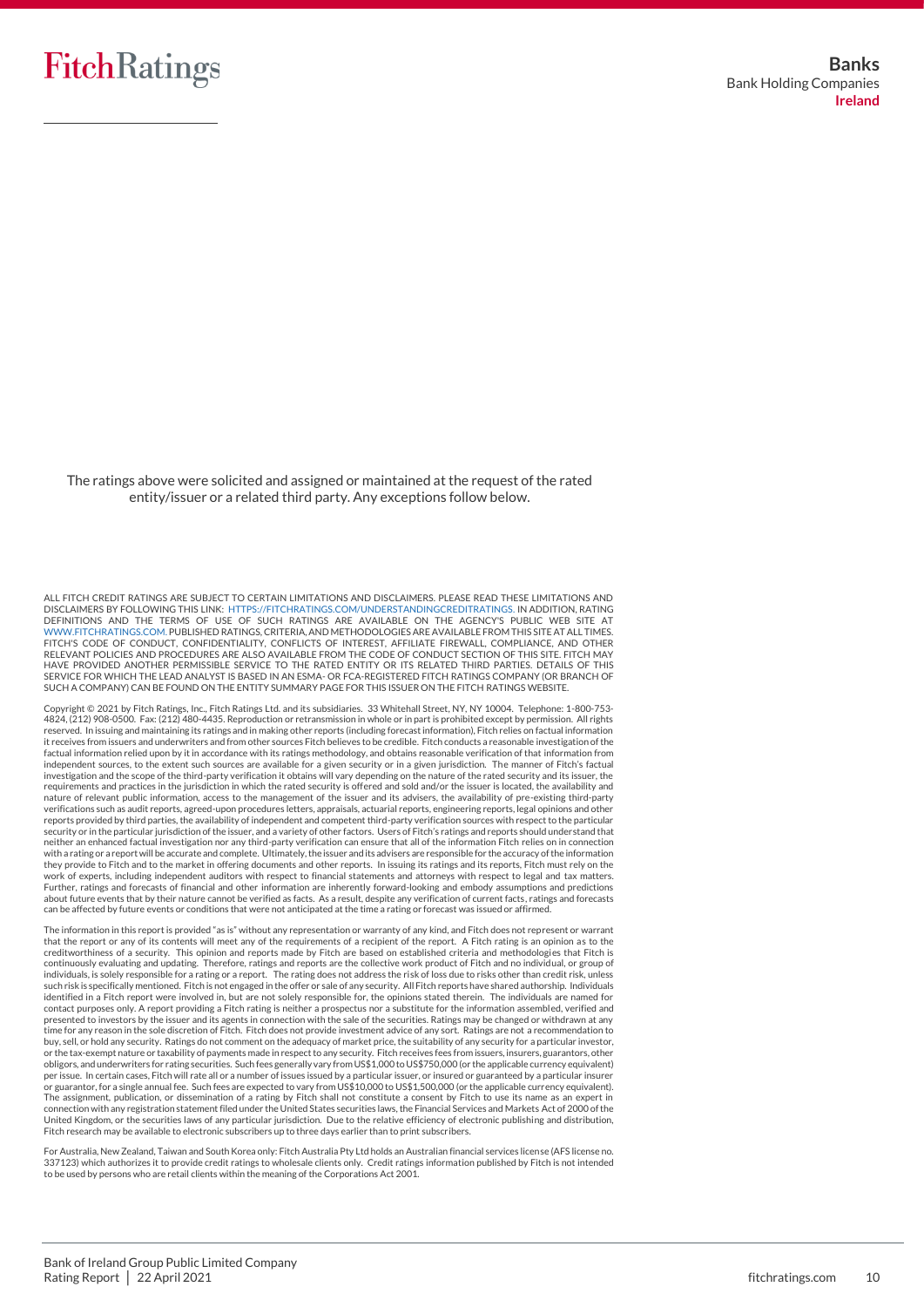The ratings above were solicited and assigned or maintained at the request of the rated entity/issuer or a related third party. Any exceptions follow below.

ALL FITCH CREDIT RATINGS ARE SUBJECT TO CERTAIN LIMITATIONS AND DISCLAIMERS. PLEASE READ THESE LIMITATIONS AND DISCLAIMERS BY FOLLOWING THIS LINK: HTTPS://FITCHRATINGS.COM/UNDERSTANDINGCREDITRATINGS. IN ADDITION, RATING DEFINITIONS AND THE TERMS OF USE OF SUCH RATINGS ARE AVAILABLE ON THE AGENCY'S PUBLIC WEB SITE AT WWW.FITCHRATINGS.COM. PUBLISHED RATINGS, CRITERIA, AND METHODOLOGIES ARE AVAILABLE FROM THIS SITE AT ALL TIMES. FITCH'S CODE OF CONDUCT, CONFIDENTIALITY, CONFLICTS OF INTEREST, AFFILIATE FIREWALL, COMPLIANCE, AND OTHER RELEVANT POLICIES AND PROCEDURES ARE ALSO AVAILABLE FROM THE CODE OF CONDUCT SECTION OF THIS SITE. FITCH MAY HAVE PROVIDED ANOTHER PERMISSIBLE SERVICE TO THE RATED ENTITY OR ITS RELATED THIRD PARTIES. DETAILS OF THIS SERVICE FOR WHICH THE LEAD ANALYST IS BASED IN AN ESMA- OR FCA-REGISTERED FITCH RATINGS COMPANY (OR BRANCH OF SUCH A COMPANY) CAN BE FOUND ON THE ENTITY SUMMARY PAGE FOR THIS ISSUER ON THE FITCH RATINGS WEBSITE.

Copyright © 2021 by Fitch Ratings, Inc., Fitch Ratings Ltd. and its subsidiaries. 33 Whitehall Street, NY, NY 10004. Telephone: 1-800-753-4824, (212) 908-0500. Fax: (212) 480-4435. Reproduction or retransmission in whole or in part is prohibited except by permission. All rights reserved. In issuing and maintaining its ratings and in making other reports (including forecast information), Fitch relies on factual information it receives from issuers and underwriters and from other sources Fitch believes to be credible. Fitch conducts a reasonable investigation of the factual information relied upon by it in accordance with its ratings methodology, and obtains reasonable verification of that information from independent sources, to the extent such sources are available for a given security or in a given jurisdiction. The manner of Fitch's factual investigation and the scope of the third-party verification it obtains will vary depending on the nature of the rated security and its issuer, the requirements and practices in the jurisdiction in which the rated security is offered and sold and/or the issuer is located, the availability and nature of relevant public information, access to the management of the issuer and its advisers, the availability of pre-existing third-party verifications such as audit reports, agreed-upon procedures letters, appraisals, actuarial reports, engineering reports, legal opinions and other reports provided by third parties, the availability of independent and competent third-party verification sources with respect to the particular security or in the particular jurisdiction of the issuer, and a variety of other factors. Users of Fitch's ratings and reports should understand that neither an enhanced factual investigation nor any third-party verification can ensure that all of the information Fitch relies on in connection with a rating or a report will be accurate and complete. Ultimately, the issuer and its advisers are responsible for the accuracy of the information they provide to Fitch and to the market in offering documents and other reports. In issuing its ratings and its reports, Fitch must rely on the work of experts, including independent auditors with respect to financial statements and attorneys with respect to legal and tax matters. Further, ratings and forecasts of financial and other information are inherently forward-looking and embody assumptions and predictions about future events that by their nature cannot be verified as facts. As a result, despite any verification of current facts, ratings and forecasts can be affected by future events or conditions that were not anticipated at the time a rating or forecast was issued or affirmed.

The information in this report is provided "as is" without any representation or warranty of any kind, and Fitch does not represent or warrant that the report or any of its contents will meet any of the requirements of a recipient of the report. A Fitch rating is an opinion as to the creditworthiness of a security. This opinion and reports made by Fitch are based on established criteria and methodologies that Fitch is continuously evaluating and updating. Therefore, ratings and reports are the collective work product of Fitch and no individual, or group of individuals, is solely responsible for a rating or a report. The rating does not address the risk of loss due to risks other than credit risk, unless such risk is specifically mentioned. Fitch is not engaged in the offer or sale of any security. All Fitch reports have shared authorship. Individuals identified in a Fitch report were involved in, but are not solely responsible for, the opinions stated therein. The individuals are named for contact purposes only. A report providing a Fitch rating is neither a prospectus nor a substitute for the information assembled, verified and presented to investors by the issuer and its agents in connection with the sale of the securities. Ratings may be changed or withdrawn at any time for any reason in the sole discretion of Fitch. Fitch does not provide investment advice of any sort. Ratings are not a recommendation to buy, sell, or hold any security. Ratings do not comment on the adequacy of market price, the suitability of any security for a particular investor, or the tax-exempt nature or taxability of payments made in respect to any security. Fitch receives fees from issuers, insurers, guarantors, other obligors, and underwriters for rating securities. Such fees generally vary from US$1,000 to US$750,000 (or the applicable currency equivalent) per issue. In certain cases, Fitch will rate all or a number of issues issued by a particular issuer, or insured or guaranteed by a particular insurer or guarantor, for a single annual fee. Such fees are expected to vary from US$10,000 to US$1,500,000 (or the applicable currency equivalent). The assignment, publication, or dissemination of a rating by Fitch shall not constitute a consent by Fitch to use its name as an expert in connection with any registration statement filed under the United States securities laws, the Financial Services and Markets Act of 2000 of the United Kingdom, or the securities laws of any particular jurisdiction. Due to the relative efficiency of electronic publishing and distribution, Fitch research may be available to electronic subscribers up to three days earlier than to print subscribers.

For Australia, New Zealand, Taiwan and South Korea only: Fitch Australia Pty Ltd holds an Australian financial services license (AFS license no. 337123) which authorizes it to provide credit ratings to wholesale clients only. Credit ratings information published by Fitch is not intended to be used by persons who are retail clients within the meaning of the Corporations Act 2001.